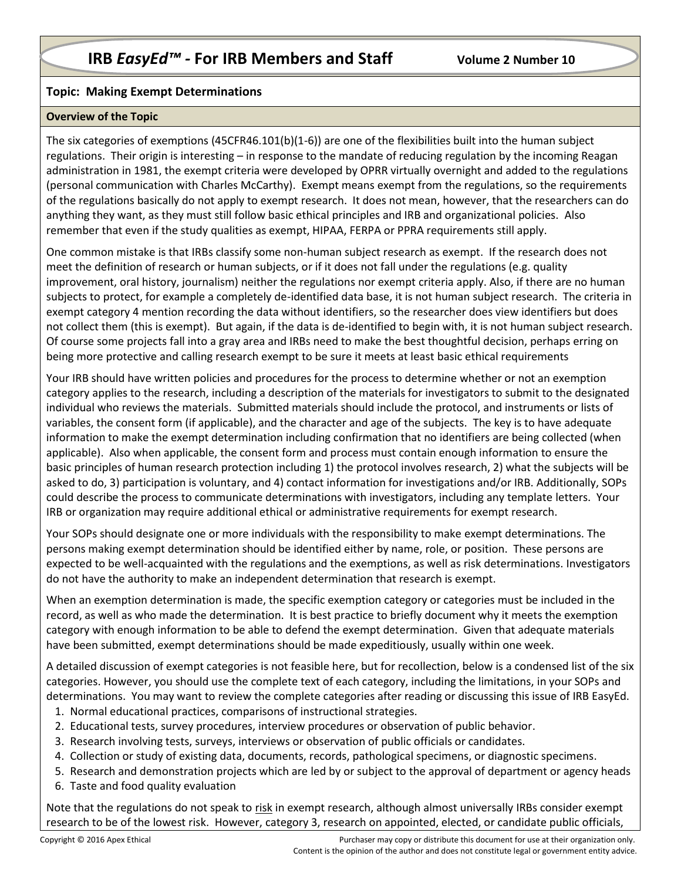# IRB *EasyEd™* - For IRB Members and Staff

Volume 2 Number 10

## Topic: Making Exempt Determinations

### Overview of the Topic

The six categories of exemptions (45CFR46.101(b)(1-6)) are one of the flexibilities built into the human subject regulations. Their origin is interesting – in response to the mandate of reducing regulation by the incoming Reagan administration in 1981, the exempt criteria were developed by OPRR virtually overnight and added to the regulations (personal communication with Charles McCarthy). Exempt means exempt from the regulations, so the requirements of the regulations basically do not apply to exempt research. It does not mean, however, that the researchers can do anything they want, as they must still follow basic ethical principles and IRB and organizational policies. Also remember that even if the study qualities as exempt, HIPAA, FERPA or PPRA requirements still apply.

One common mistake is that IRBs classify some non-human subject research as exempt. If the research does not meet the definition of research or human subjects, or if it does not fall under the regulations (e.g. quality improvement, oral history, journalism) neither the regulations nor exempt criteria apply. Also, if there are no human subjects to protect, for example a completely de-identified data base, it is not human subject research. The criteria in exempt category 4 mention recording the data without identifiers, so the researcher does view identifiers but does not collect them (this is exempt). But again, if the data is de-identified to begin with, it is not human subject research. Of course some projects fall into a gray area and IRBs need to make the best thoughtful decision, perhaps erring on being more protective and calling research exempt to be sure it meets at least basic ethical requirements

Your IRB should have written policies and procedures for the process to determine whether or not an exemption category applies to the research, including a description of the materials for investigators to submit to the designated individual who reviews the materials. Submitted materials should include the protocol, and instruments or lists of variables, the consent form (if applicable), and the character and age of the subjects. The key is to have adequate information to make the exempt determination including confirmation that no identifiers are being collected (when applicable). Also when applicable, the consent form and process must contain enough information to ensure the basic principles of human research protection including 1) the protocol involves research, 2) what the subjects will be asked to do, 3) participation is voluntary, and 4) contact information for investigations and/or IRB. Additionally, SOPs could describe the process to communicate determinations with investigators, including any template letters. Your IRB or organization may require additional ethical or administrative requirements for exempt research.

Your SOPs should designate one or more individuals with the responsibility to make exempt determinations. The persons making exempt determination should be identified either by name, role, or position. These persons are expected to be well-acquainted with the regulations and the exemptions, as well as risk determinations. Investigators do not have the authority to make an independent determination that research is exempt.

When an exemption determination is made, the specific exemption category or categories must be included in the record, as well as who made the determination. It is best practice to briefly document why it meets the exemption category with enough information to be able to defend the exempt determination. Given that adequate materials have been submitted, exempt determinations should be made expeditiously, usually within one week.

A detailed discussion of exempt categories is not feasible here, but for recollection, below is a condensed list of the six categories. However, you should use the complete text of each category, including the limitations, in your SOPs and determinations. You may want to review the complete categories after reading or discussing this issue of IRB EasyEd.

1. Normal educational practices, comparisons of instructional strategies.
2. Educational tests, survey procedures, interview procedures or observation of public behavior.
3. Research involving tests, surveys, interviews or observation of public officials or candidates.
4. Collection or study of existing data, documents, records, pathological specimens, or diagnostic specimens.
5. Research and demonstration projects which are led by or subject to the approval of department or agency heads
6. Taste and food quality evaluation

Note that the regulations do not speak to <u>risk</u> in exempt research, although almost universally IRBs consider exempt research to be of the lowest risk. However, category 3, research on appointed, elected, or candidate public officials,

Copyright © 2016 Apex Ethical

Purchaser may copy or distribute this document for use at their organization only.
Content is the opinion of the author and does not constitute legal or government entity advice.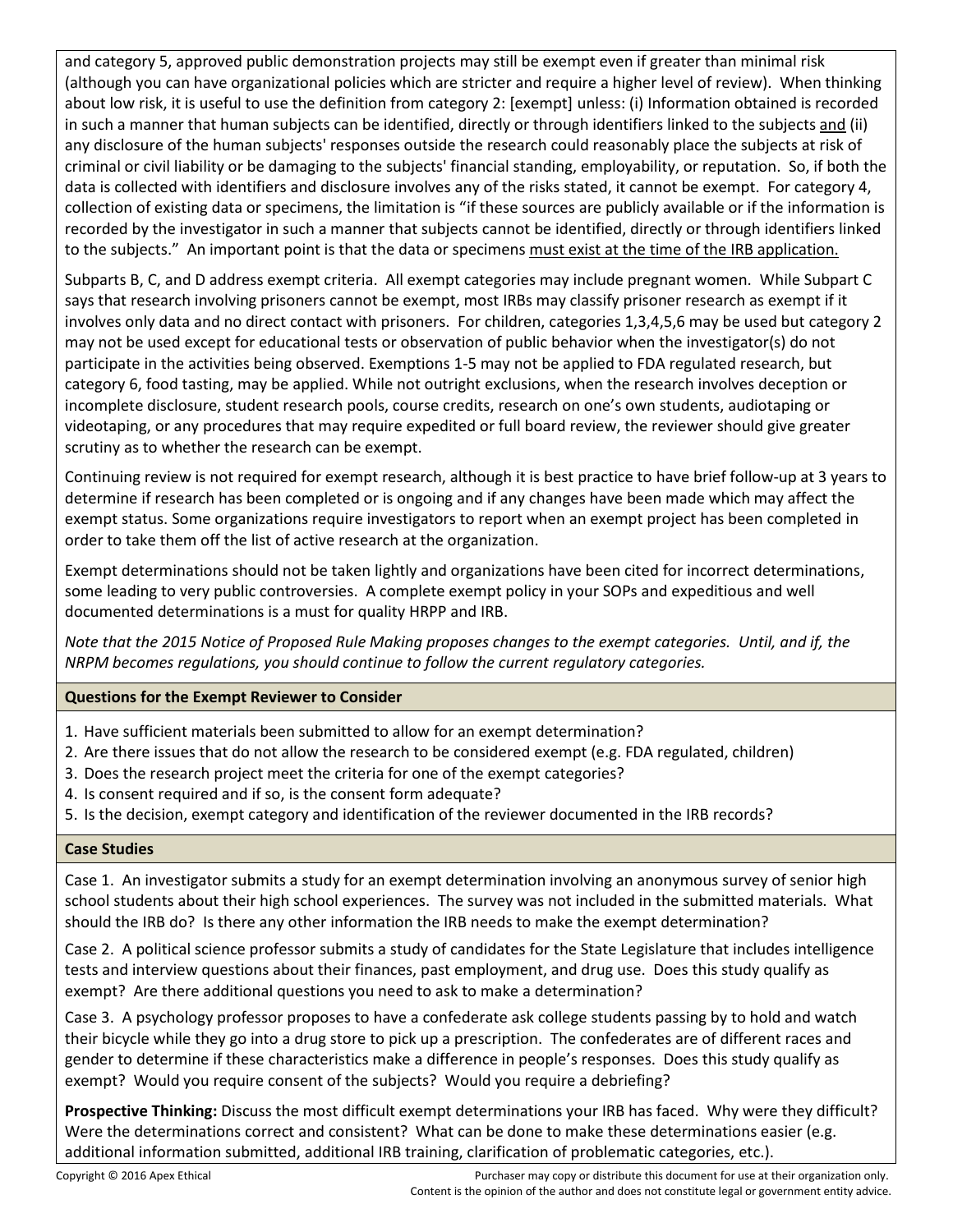and category 5, approved public demonstration projects may still be exempt even if greater than minimal risk (although you can have organizational policies which are stricter and require a higher level of review). When thinking about low risk, it is useful to use the definition from category 2: [exempt] unless: (i) Information obtained is recorded in such a manner that human subjects can be identified, directly or through identifiers linked to the subjects <u>and</u> (ii) any disclosure of the human subjects' responses outside the research could reasonably place the subjects at risk of criminal or civil liability or be damaging to the subjects' financial standing, employability, or reputation. So, if both the data is collected with identifiers and disclosure involves any of the risks stated, it cannot be exempt. For category 4, collection of existing data or specimens, the limitation is "if these sources are publicly available or if the information is recorded by the investigator in such a manner that subjects cannot be identified, directly or through identifiers linked to the subjects." An important point is that the data or specimens <u>must exist at the time of the IRB application.</u>

Subparts B, C, and D address exempt criteria. All exempt categories may include pregnant women. While Subpart C says that research involving prisoners cannot be exempt, most IRBs may classify prisoner research as exempt if it involves only data and no direct contact with prisoners. For children, categories 1,3,4,5,6 may be used but category 2 may not be used except for educational tests or observation of public behavior when the investigator(s) do not participate in the activities being observed. Exemptions 1-5 may not be applied to FDA regulated research, but category 6, food tasting, may be applied. While not outright exclusions, when the research involves deception or incomplete disclosure, student research pools, course credits, research on one's own students, audiotaping or videotaping, or any procedures that may require expedited or full board review, the reviewer should give greater scrutiny as to whether the research can be exempt.

Continuing review is not required for exempt research, although it is best practice to have brief follow-up at 3 years to determine if research has been completed or is ongoing and if any changes have been made which may affect the exempt status. Some organizations require investigators to report when an exempt project has been completed in order to take them off the list of active research at the organization.

Exempt determinations should not be taken lightly and organizations have been cited for incorrect determinations, some leading to very public controversies. A complete exempt policy in your SOPs and expeditious and well documented determinations is a must for quality HRPP and IRB.

*Note that the 2015 Notice of Proposed Rule Making proposes changes to the exempt categories. Until, and if, the NRPM becomes regulations, you should continue to follow the current regulatory categories.*

**Questions for the Exempt Reviewer to Consider**

1. Have sufficient materials been submitted to allow for an exempt determination?
2. Are there issues that do not allow the research to be considered exempt (e.g. FDA regulated, children)
3. Does the research project meet the criteria for one of the exempt categories?
4. Is consent required and if so, is the consent form adequate?
5. Is the decision, exempt category and identification of the reviewer documented in the IRB records?

**Case Studies**

Case 1. An investigator submits a study for an exempt determination involving an anonymous survey of senior high school students about their high school experiences. The survey was not included in the submitted materials. What should the IRB do? Is there any other information the IRB needs to make the exempt determination?

Case 2. A political science professor submits a study of candidates for the State Legislature that includes intelligence tests and interview questions about their finances, past employment, and drug use. Does this study qualify as exempt? Are there additional questions you need to ask to make a determination?

Case 3. A psychology professor proposes to have a confederate ask college students passing by to hold and watch their bicycle while they go into a drug store to pick up a prescription. The confederates are of different races and gender to determine if these characteristics make a difference in people's responses. Does this study qualify as exempt? Would you require consent of the subjects? Would you require a debriefing?

**Prospective Thinking:** Discuss the most difficult exempt determinations your IRB has faced. Why were they difficult? Were the determinations correct and consistent? What can be done to make these determinations easier (e.g. additional information submitted, additional IRB training, clarification of problematic categories, etc.).

Copyright © 2016 Apex Ethical

Purchaser may copy or distribute this document for use at their organization only.
Content is the opinion of the author and does not constitute legal or government entity advice.